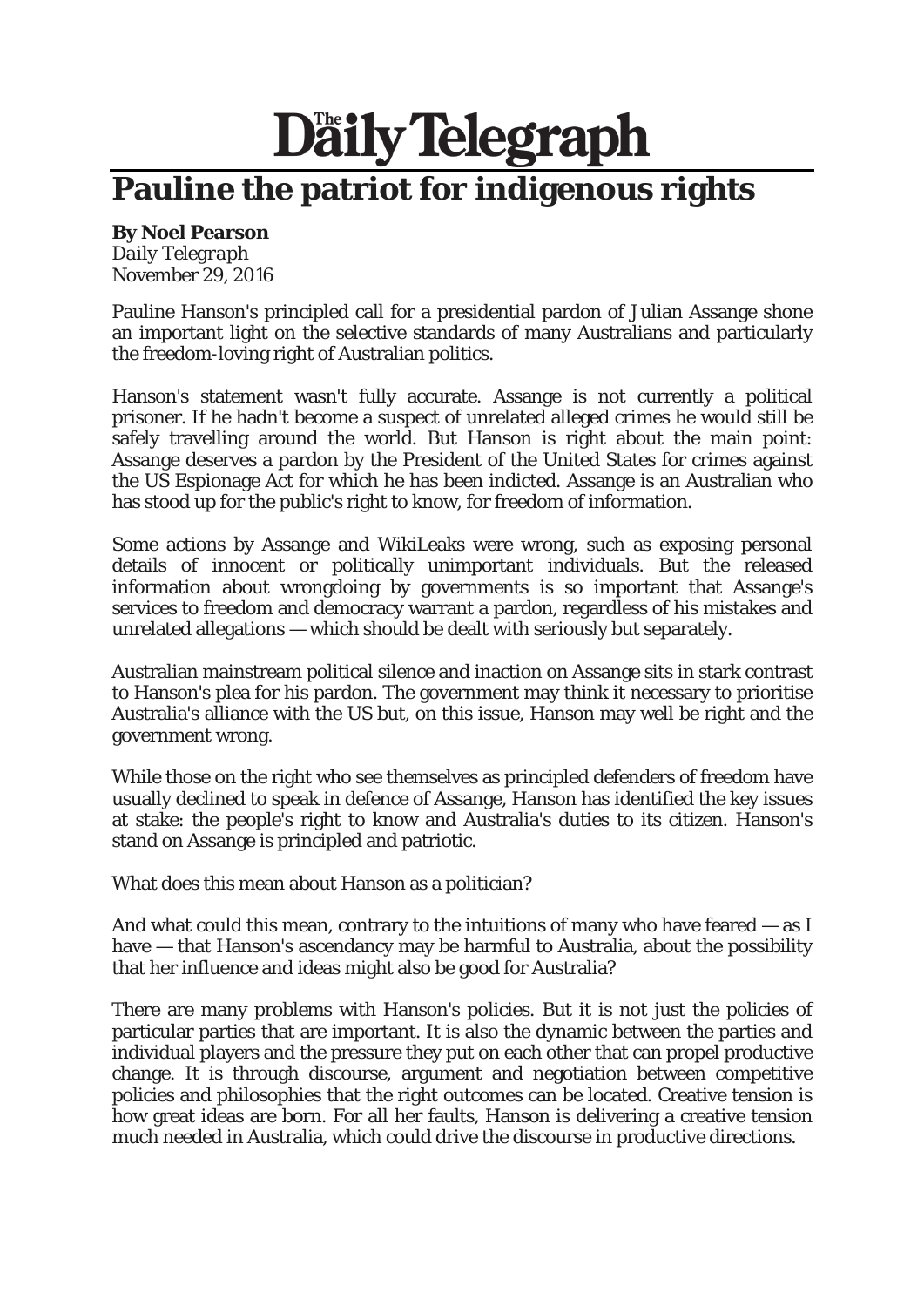# The Daily Telegraph

## Pauline the patriot for indigenous rights

**By Noel Pearson**
*Daily Telegraph*
November 29, 2016

Pauline Hanson's principled call for a presidential pardon of Julian Assange shone an important light on the selective standards of many Australians and particularly the freedom-loving right of Australian politics.

Hanson's statement wasn't fully accurate. Assange is not currently a political prisoner. If he hadn't become a suspect of unrelated alleged crimes he would still be safely travelling around the world. But Hanson is right about the main point: Assange deserves a pardon by the President of the United States for crimes against the US Espionage Act for which he has been indicted. Assange is an Australian who has stood up for the public's right to know, for freedom of information.

Some actions by Assange and WikiLeaks were wrong, such as exposing personal details of innocent or politically unimportant individuals. But the released information about wrongdoing by governments is so important that Assange's services to freedom and democracy warrant a pardon, regardless of his mistakes and unrelated allegations — which should be dealt with seriously but separately.

Australian mainstream political silence and inaction on Assange sits in stark contrast to Hanson's plea for his pardon. The government may think it necessary to prioritise Australia's alliance with the US but, on this issue, Hanson may well be right and the government wrong.

While those on the right who see themselves as principled defenders of freedom have usually declined to speak in defence of Assange, Hanson has identified the key issues at stake: the people's right to know and Australia's duties to its citizen. Hanson's stand on Assange is principled and patriotic.

What does this mean about Hanson as a politician?

And what could this mean, contrary to the intuitions of many who have feared — as I have — that Hanson's ascendancy may be harmful to Australia, about the possibility that her influence and ideas might also be good for Australia?

There are many problems with Hanson's policies. But it is not just the policies of particular parties that are important. It is also the dynamic between the parties and individual players and the pressure they put on each other that can propel productive change. It is through discourse, argument and negotiation between competitive policies and philosophies that the right outcomes can be located. Creative tension is how great ideas are born. For all her faults, Hanson is delivering a creative tension much needed in Australia, which could drive the discourse in productive directions.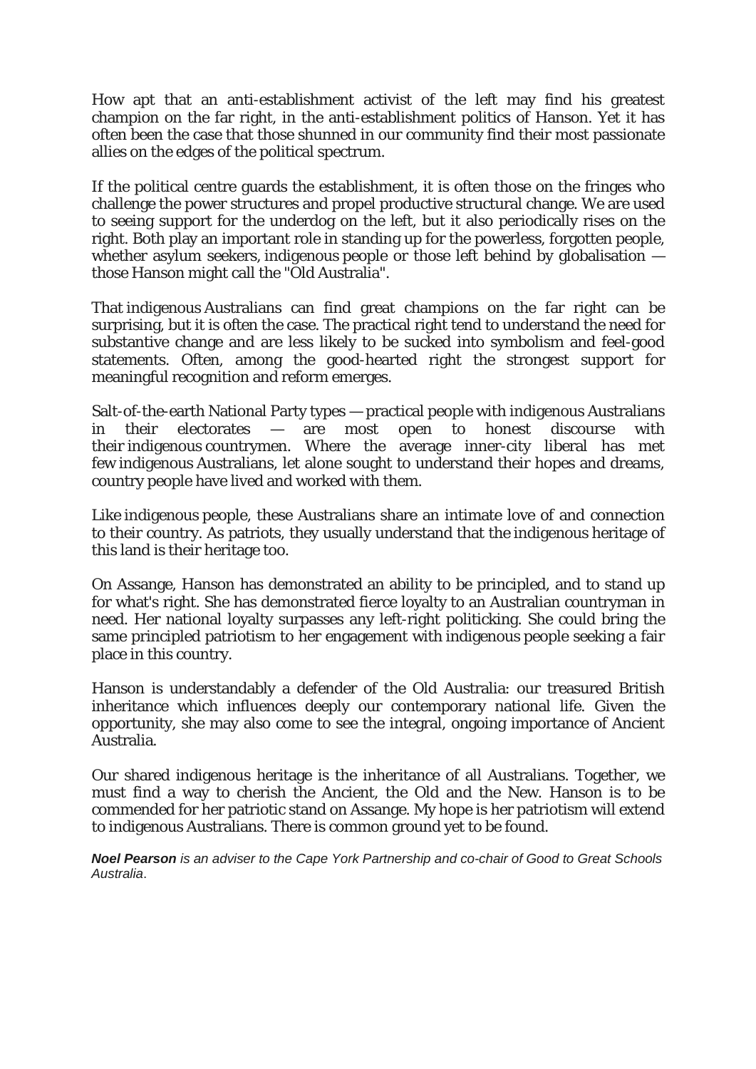How apt that an anti-establishment activist of the left may find his greatest champion on the far right, in the anti-establishment politics of Hanson. Yet it has often been the case that those shunned in our community find their most passionate allies on the edges of the political spectrum.

If the political centre guards the establishment, it is often those on the fringes who challenge the power structures and propel productive structural change. We are used to seeing support for the underdog on the left, but it also periodically rises on the right. Both play an important role in standing up for the powerless, forgotten people, whether asylum seekers, indigenous people or those left behind by globalisation — those Hanson might call the "Old Australia".

That indigenous Australians can find great champions on the far right can be surprising, but it is often the case. The practical right tend to understand the need for substantive change and are less likely to be sucked into symbolism and feel-good statements. Often, among the good-hearted right the strongest support for meaningful recognition and reform emerges.

Salt-of-the-earth National Party types — practical people with indigenous Australians in their electorates — are most open to honest discourse with their indigenous countrymen. Where the average inner-city liberal has met few indigenous Australians, let alone sought to understand their hopes and dreams, country people have lived and worked with them.

Like indigenous people, these Australians share an intimate love of and connection to their country. As patriots, they usually understand that the indigenous heritage of this land is their heritage too.

On Assange, Hanson has demonstrated an ability to be principled, and to stand up for what's right. She has demonstrated fierce loyalty to an Australian countryman in need. Her national loyalty surpasses any left-right politicking. She could bring the same principled patriotism to her engagement with indigenous people seeking a fair place in this country.

Hanson is understandably a defender of the Old Australia: our treasured British inheritance which influences deeply our contemporary national life. Given the opportunity, she may also come to see the integral, ongoing importance of Ancient Australia.

Our shared indigenous heritage is the inheritance of all Australians. Together, we must find a way to cherish the Ancient, the Old and the New. Hanson is to be commended for her patriotic stand on Assange. My hope is her patriotism will extend to indigenous Australians. There is common ground yet to be found.

***Noel Pearson*** *is an adviser to the Cape York Partnership and co-chair of Good to Great Schools Australia.*